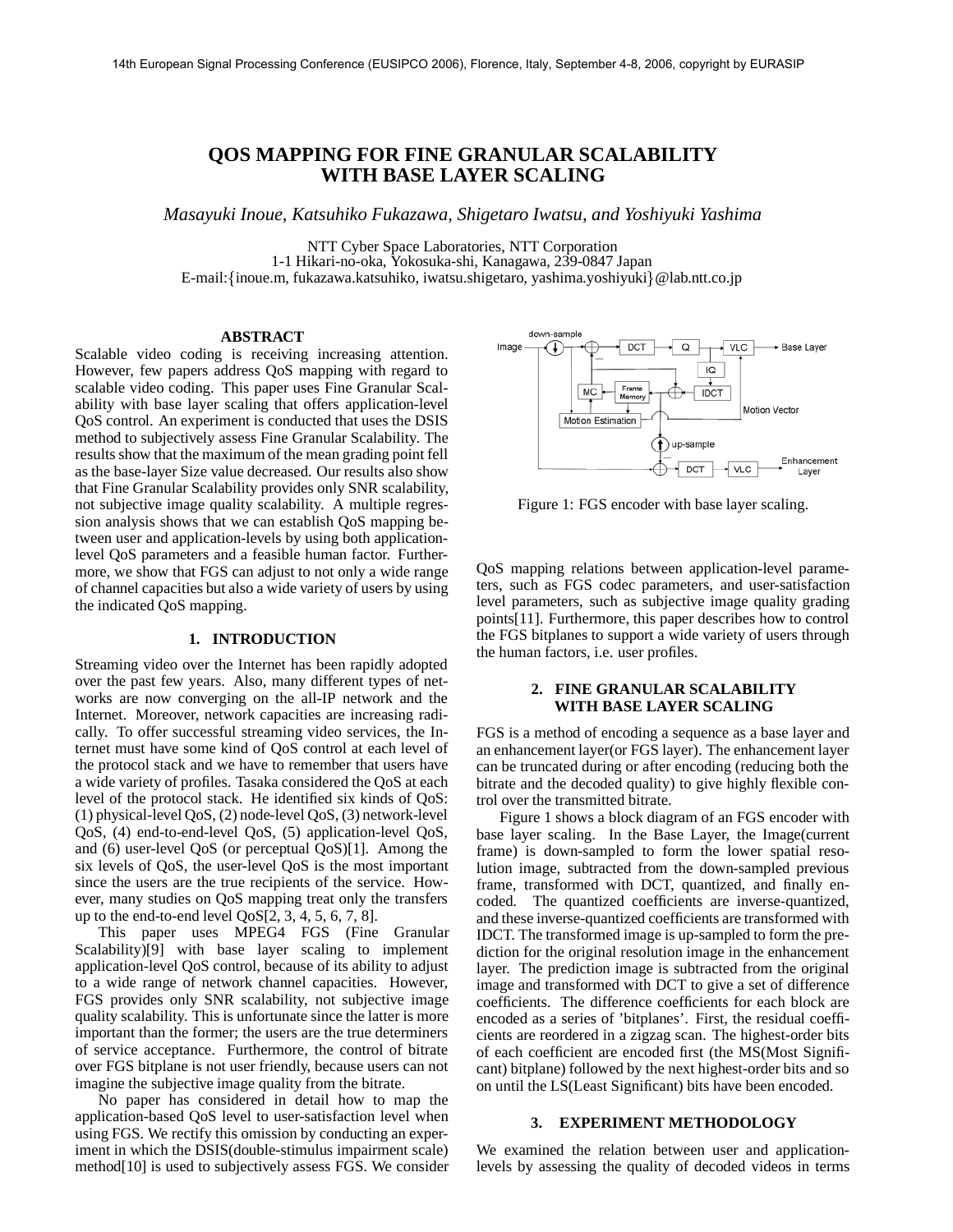# QOS MAPPING FOR FINE GRANULAR SCALABILITY WITH BASE LAYER SCALING

*Masayuki Inoue, Katsuhiko Fukazawa, Shigetaro Iwatsu, and Yoshiyuki Yashima*

NTT Cyber Space Laboratories, NTT Corporation
1-1 Hikari-no-oka, Yokosuka-shi, Kanagawa, 239-0847 Japan
E-mail:{inoue.m, fukazawa.katsuhiko, iwatsu.shigetaro, yashima.yoshiyuki}@lab.ntt.co.jp

## ABSTRACT

Scalable video coding is receiving increasing attention. However, few papers address QoS mapping with regard to scalable video coding. This paper uses Fine Granular Scalability with base layer scaling that offers application-level QoS control. An experiment is conducted that uses the DSIS method to subjectively assess Fine Granular Scalability. The results show that the maximum of the mean grading point fell as the base-layer Size value decreased. Our results also show that Fine Granular Scalability provides only SNR scalability, not subjective image quality scalability. A multiple regression analysis shows that we can establish QoS mapping between user and application-levels by using both application-level QoS parameters and a feasible human factor. Furthermore, we show that FGS can adjust to not only a wide range of channel capacities but also a wide variety of users by using the indicated QoS mapping.

## 1. INTRODUCTION

Streaming video over the Internet has been rapidly adopted over the past few years. Also, many different types of networks are now converging on the all-IP network and the Internet. Moreover, network capacities are increasing radically. To offer successful streaming video services, the Internet must have some kind of QoS control at each level of the protocol stack and we have to remember that users have a wide variety of profiles. Tasaka considered the QoS at each level of the protocol stack. He identified six kinds of QoS: (1) physical-level QoS, (2) node-level QoS, (3) network-level QoS, (4) end-to-end-level QoS, (5) application-level QoS, and (6) user-level QoS (or perceptual QoS)[1]. Among the six levels of QoS, the user-level QoS is the most important since the users are the true recipients of the service. However, many studies on QoS mapping treat only the transfers up to the end-to-end level QoS[2, 3, 4, 5, 6, 7, 8].

This paper uses MPEG4 FGS (Fine Granular Scalability)[9] with base layer scaling to implement application-level QoS control, because of its ability to adjust to a wide range of network channel capacities. However, FGS provides only SNR scalability, not subjective image quality scalability. This is unfortunate since the latter is more important than the former; the users are the true determiners of service acceptance. Furthermore, the control of bitrate over FGS bitplane is not user friendly, because users can not imagine the subjective image quality from the bitrate.

No paper has considered in detail how to map the application-based QoS level to user-satisfaction level when using FGS. We rectify this omission by conducting an experiment in which the DSIS(double-stimulus impairment scale) method[10] is used to subjectively assess FGS. We consider QoS mapping relations between application-level parameters, such as FGS codec parameters, and user-satisfaction level parameters, such as subjective image quality grading points[11]. Furthermore, this paper describes how to control the FGS bitplanes to support a wide variety of users through the human factors, i.e. user profiles.

Image
down-sample
DCT
Q
VLC
Base Layer
IQ
MC
Frame Memory
IDCT
Motion Vector
Motion Estimation
up-sample
DCT
VLC
Enhancement Layer

Figure 1: FGS encoder with base layer scaling.

## 2. FINE GRANULAR SCALABILITY WITH BASE LAYER SCALING

FGS is a method of encoding a sequence as a base layer and an enhancement layer(or FGS layer). The enhancement layer can be truncated during or after encoding (reducing both the bitrate and the decoded quality) to give highly flexible control over the transmitted bitrate.

Figure 1 shows a block diagram of an FGS encoder with base layer scaling. In the Base Layer, the Image(current frame) is down-sampled to form the lower spatial resolution image, subtracted from the down-sampled previous frame, transformed with DCT, quantized, and finally encoded. The quantized coefficients are inverse-quantized, and these inverse-quantized coefficients are transformed with IDCT. The transformed image is up-sampled to form the prediction for the original resolution image in the enhancement layer. The prediction image is subtracted from the original image and transformed with DCT to give a set of difference coefficients. The difference coefficients for each block are encoded as a series of 'bitplanes'. First, the residual coefficients are reordered in a zigzag scan. The highest-order bits of each coefficient are encoded first (the MS(Most Significant) bitplane) followed by the next highest-order bits and so on until the LS(Least Significant) bits have been encoded.

## 3. EXPERIMENT METHODOLOGY

We examined the relation between user and application-levels by assessing the quality of decoded videos in terms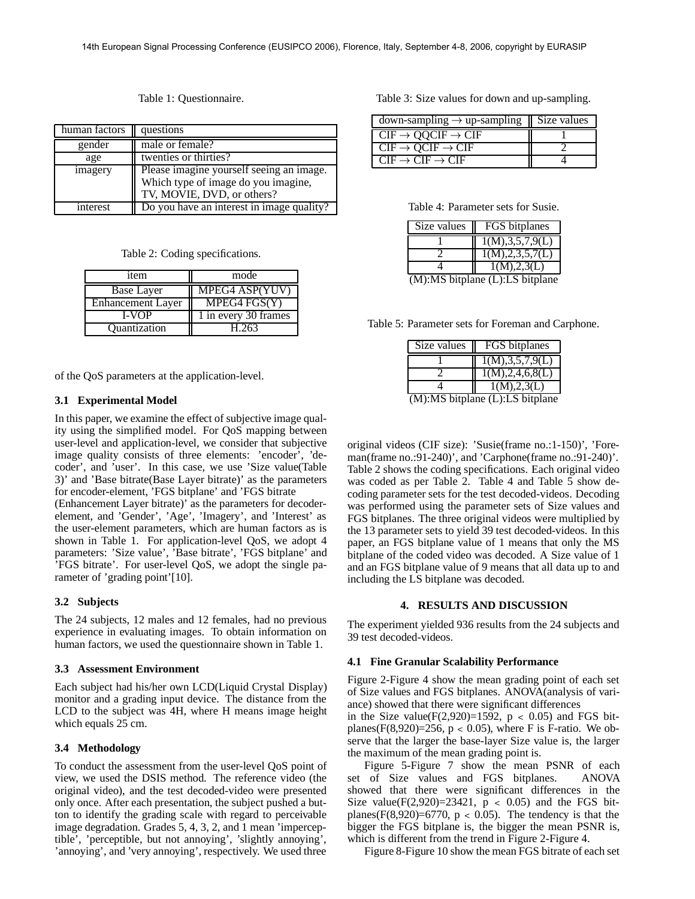Table 1: Questionnaire.

| human factors | questions |
|---|---|
| gender | male or female? |
| age | twenties or thirties? |
| imagery | Please imagine yourself seeing an image. Which type of image do you imagine, TV, MOVIE, DVD, or others? |
| interest | Do you have an interest in image quality? |

Table 2: Coding specifications.

| item | mode |
|---|---|
| Base Layer | MPEG4 ASP(YUV) |
| Enhancement Layer | MPEG4 FGS(Y) |
| I-VOP | 1 in every 30 frames |
| Quantization | H.263 |

of the QoS parameters at the application-level.

### 3.1 Experimental Model

In this paper, we examine the effect of subjective image quality using the simplified model. For QoS mapping between user-level and application-level, we consider that subjective image quality consists of three elements: 'encoder', 'decoder', and 'user'. In this case, we use 'Size value(Table 3)' and 'Base bitrate(Base Layer bitrate)' as the parameters for encoder-element, 'FGS bitplane' and 'FGS bitrate (Enhancement Layer bitrate)' as the parameters for decoder-element, and 'Gender', 'Age', 'Imagery', and 'Interest' as the user-element parameters, which are human factors as is shown in Table 1. For application-level QoS, we adopt 4 parameters: 'Size value', 'Base bitrate', 'FGS bitplane' and 'FGS bitrate'. For user-level QoS, we adopt the single parameter of 'grading point'[10].

### 3.2 Subjects

The 24 subjects, 12 males and 12 females, had no previous experience in evaluating images. To obtain information on human factors, we used the questionnaire shown in Table 1.

### 3.3 Assessment Environment

Each subject had his/her own LCD(Liquid Crystal Display) monitor and a grading input device. The distance from the LCD to the subject was 4H, where H means image height which equals 25 cm.

### 3.4 Methodology

To conduct the assessment from the user-level QoS point of view, we used the DSIS method. The reference video (the original video), and the test decoded-video were presented only once. After each presentation, the subject pushed a button to identify the grading scale with regard to perceivable image degradation. Grades 5, 4, 3, 2, and 1 mean 'imperceptible', 'perceptible, but not annoying', 'slightly annoying', 'annoying', and 'very annoying', respectively. We used three original videos (CIF size): 'Susie(frame no.:1-150)', 'Foreman(frame no.:91-240)', and 'Carphone(frame no.:91-240)'. Table 2 shows the coding specifications. Each original video was coded as per Table 2. Table 4 and Table 5 show decoding parameter sets for the test decoded-videos. Decoding was performed using the parameter sets of Size values and FGS bitplanes. The three original videos were multiplied by the 13 parameter sets to yield 39 test decoded-videos. In this paper, an FGS bitplane value of 1 means that only the MS bitplane of the coded video was decoded. A Size value of 1 and an FGS bitplane value of 9 means that all data up to and including the LS bitplane was decoded.

Table 3: Size values for down and up-sampling.

| down-sampling $\rightarrow$ up-sampling | Size values |
|---|---|
| CIF $\rightarrow$ QQCIF $\rightarrow$ CIF | 1 |
| CIF $\rightarrow$ QCIF $\rightarrow$ CIF | 2 |
| CIF $\rightarrow$ CIF $\rightarrow$ CIF | 4 |

Table 4: Parameter sets for Susie.

| Size values | FGS bitplanes |
|---|---|
| 1 | 1(M),3,5,7,9(L) |
| 2 | 1(M),2,3,5,7(L) |
| 4 | 1(M),2,3(L) |

(M):MS bitplane (L):LS bitplane

Table 5: Parameter sets for Foreman and Carphone.

| Size values | FGS bitplanes |
|---|---|
| 1 | 1(M),3,5,7,9(L) |
| 2 | 1(M),2,4,6,8(L) |
| 4 | 1(M),2,3(L) |

(M):MS bitplane (L):LS bitplane

## 4. RESULTS AND DISCUSSION

The experiment yielded 936 results from the 24 subjects and 39 test decoded-videos.

### 4.1 Fine Granular Scalability Performance

Figure 2-Figure 4 show the mean grading point of each set of Size values and FGS bitplanes. ANOVA(analysis of variance) showed that there were significant differences in the Size value($F(2,920)=1592$, $p < 0.05$) and FGS bitplanes($F(8,920)=256$, $p < 0.05$), where F is F-ratio. We observe that the larger the base-layer Size value is, the larger the maximum of the mean grading point is.

Figure 5-Figure 7 show the mean PSNR of each set of Size values and FGS bitplanes. ANOVA showed that there were significant differences in the Size value($F(2,920)=23421$, $p < 0.05$) and the FGS bitplanes($F(8,920)=6770$, $p < 0.05$). The tendency is that the bigger the FGS bitplane is, the bigger the mean PSNR is, which is different from the trend in Figure 2-Figure 4.

Figure 8-Figure 10 show the mean FGS bitrate of each set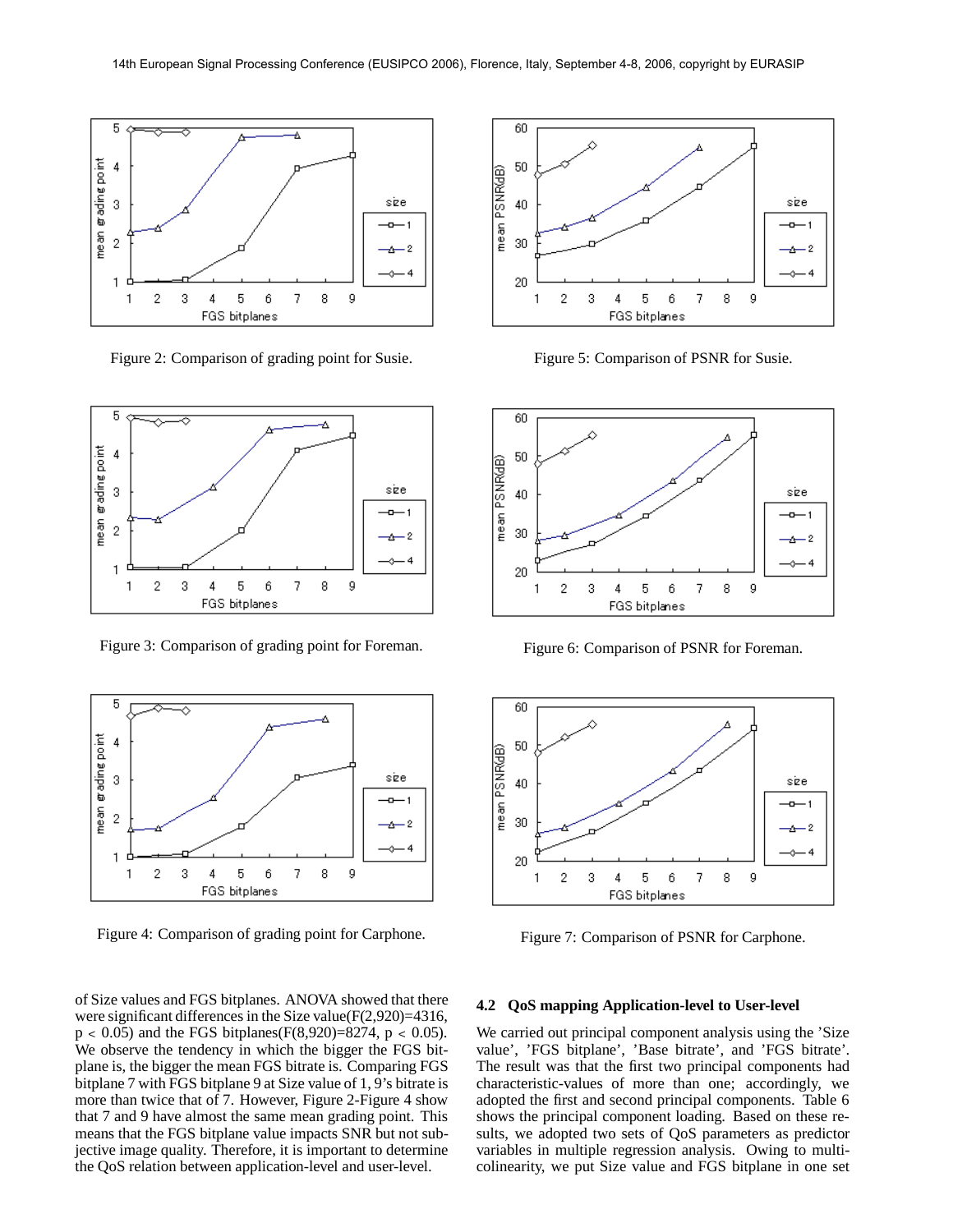Figure 2: Comparison of grading point for Susie.

Figure 5: Comparison of PSNR for Susie.

Figure 3: Comparison of grading point for Foreman.

Figure 6: Comparison of PSNR for Foreman.

Figure 4: Comparison of grading point for Carphone.

Figure 7: Comparison of PSNR for Carphone.

of Size values and FGS bitplanes. ANOVA showed that there were significant differences in the Size value($F(2,920)=4316$, $p < 0.05$) and the FGS bitplanes($F(8,920)=8274$, $p < 0.05$). We observe the tendency in which the bigger the FGS bitplane is, the bigger the mean FGS bitrate is. Comparing FGS bitplane 7 with FGS bitplane 9 at Size value of 1, 9's bitrate is more than twice that of 7. However, Figure 2-Figure 4 show that 7 and 9 have almost the same mean grading point. This means that the FGS bitplane value impacts SNR but not subjective image quality. Therefore, it is important to determine the QoS relation between application-level and user-level.

### 4.2 QoS mapping Application-level to User-level

We carried out principal component analysis using the 'Size value', 'FGS bitplane', 'Base bitrate', and 'FGS bitrate'. The result was that the first two principal components had characteristic-values of more than one; accordingly, we adopted the first and second principal components. Table 6 shows the principal component loading. Based on these results, we adopted two sets of QoS parameters as predictor variables in multiple regression analysis. Owing to multicolinearity, we put Size value and FGS bitplane in one set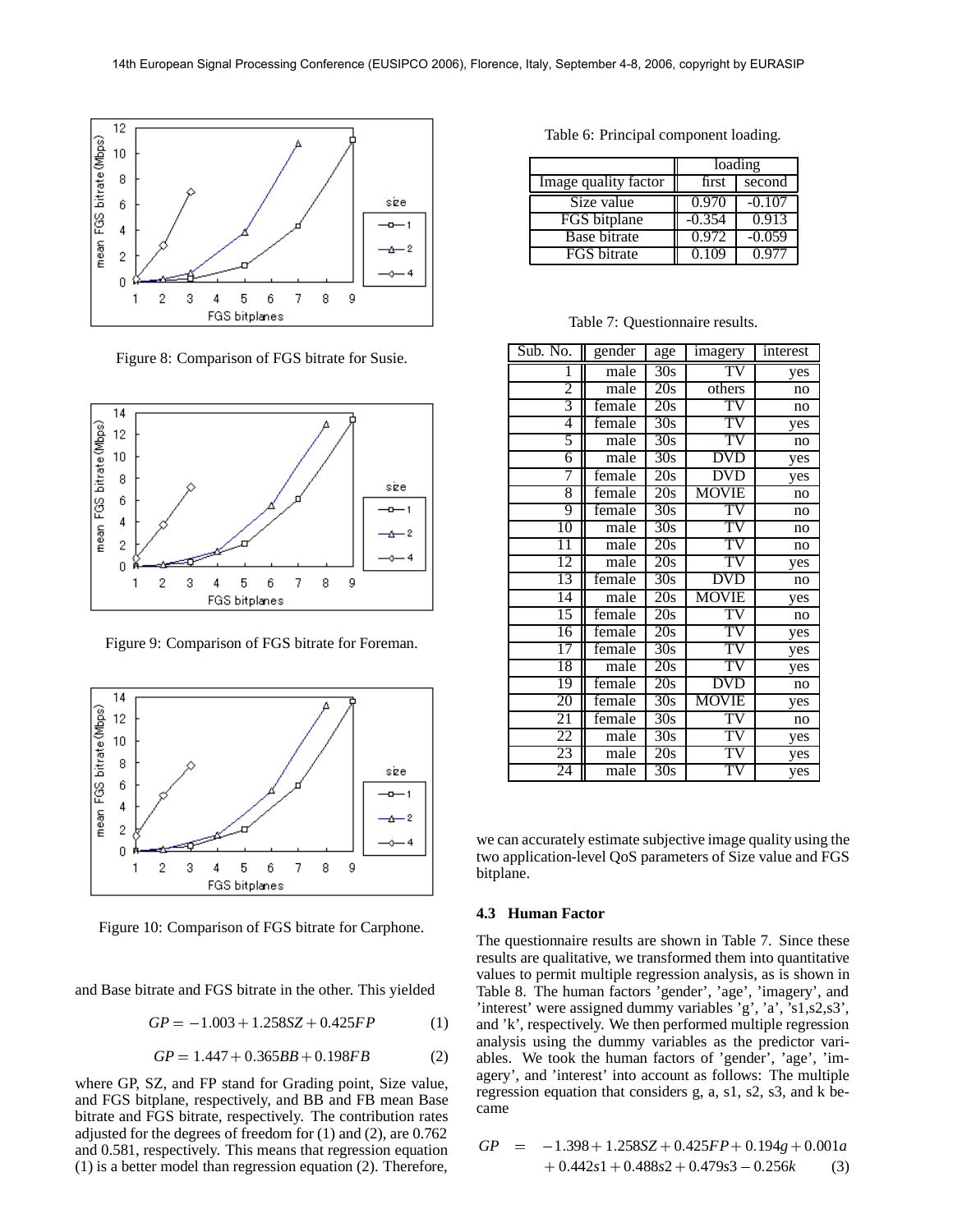12
10
8
6
4
2
0
1 2 3 4 5 6 7 8 9
FGS bitplanes
mean FGS bitrate (Mbps)
size
1
2
4

Figure 8: Comparison of FGS bitrate for Susie.

14
12
10
8
6
4
2
0
1 2 3 4 5 6 7 8 9
FGS bitplanes
mean FGS bitrate (Mbps)
size
1
2
4

Figure 9: Comparison of FGS bitrate for Foreman.

14
12
10
8
6
4
2
0
1 2 3 4 5 6 7 8 9
FGS bitplanes
mean FGS bitrate (Mbps)
size
1
2
4

Figure 10: Comparison of FGS bitrate for Carphone.

and Base bitrate and FGS bitrate in the other. This yielded

$$GP = -1.003 + 1.258SZ + 0.425FP \quad (1)$$

$$GP = 1.447 + 0.365BB + 0.198FB \quad (2)$$

where GP, SZ, and FP stand for Grading point, Size value, and FGS bitplane, respectively, and BB and FB mean Base bitrate and FGS bitrate, respectively. The contribution rates adjusted for the degrees of freedom for (1) and (2), are 0.762 and 0.581, respectively. This means that regression equation (1) is a better model than regression equation (2). Therefore, we can accurately estimate subjective image quality using the two application-level QoS parameters of Size value and FGS bitplane.

Table 6: Principal component loading.

| Image quality factor | loading | |
|---|---|---|
| | first | second |
| Size value | 0.970 | -0.107 |
| FGS bitplane | -0.354 | 0.913 |
| Base bitrate | 0.972 | -0.059 |
| FGS bitrate | 0.109 | 0.977 |

Table 7: Questionnaire results.

| Sub. No. | gender | age | imagery | interest |
|---|---|---|---|---|
| 1 | male | 30s | TV | yes |
| 2 | male | 20s | others | no |
| 3 | female | 20s | TV | no |
| 4 | female | 30s | TV | yes |
| 5 | male | 30s | TV | no |
| 6 | male | 30s | DVD | yes |
| 7 | female | 20s | DVD | yes |
| 8 | female | 20s | MOVIE | no |
| 9 | female | 30s | TV | no |
| 10 | male | 30s | TV | no |
| 11 | male | 20s | TV | no |
| 12 | male | 20s | TV | yes |
| 13 | female | 30s | DVD | no |
| 14 | male | 20s | MOVIE | yes |
| 15 | female | 20s | TV | no |
| 16 | female | 20s | TV | yes |
| 17 | female | 30s | TV | yes |
| 18 | male | 20s | TV | yes |
| 19 | female | 20s | DVD | no |
| 20 | female | 30s | MOVIE | yes |
| 21 | female | 30s | TV | no |
| 22 | male | 30s | TV | yes |
| 23 | male | 20s | TV | yes |
| 24 | male | 30s | TV | yes |

### 4.3 Human Factor

The questionnaire results are shown in Table 7. Since these results are qualitative, we transformed them into quantitative values to permit multiple regression analysis, as is shown in Table 8. The human factors 'gender', 'age', 'imagery', and 'interest' were assigned dummy variables 'g', 'a', 's1,s2,s3', and 'k', respectively. We then performed multiple regression analysis using the dummy variables as the predictor variables. We took the human factors of 'gender', 'age', 'imagery', and 'interest' into account as follows: The multiple regression equation that considers g, a, s1, s2, s3, and k became

$$\begin{aligned} GP \quad = \quad & -1.398 + 1.258SZ + 0.425FP + 0.194g + 0.001a \\ & + 0.442s1 + 0.488s2 + 0.479s3 - 0.256k \end{aligned} \quad (3)$$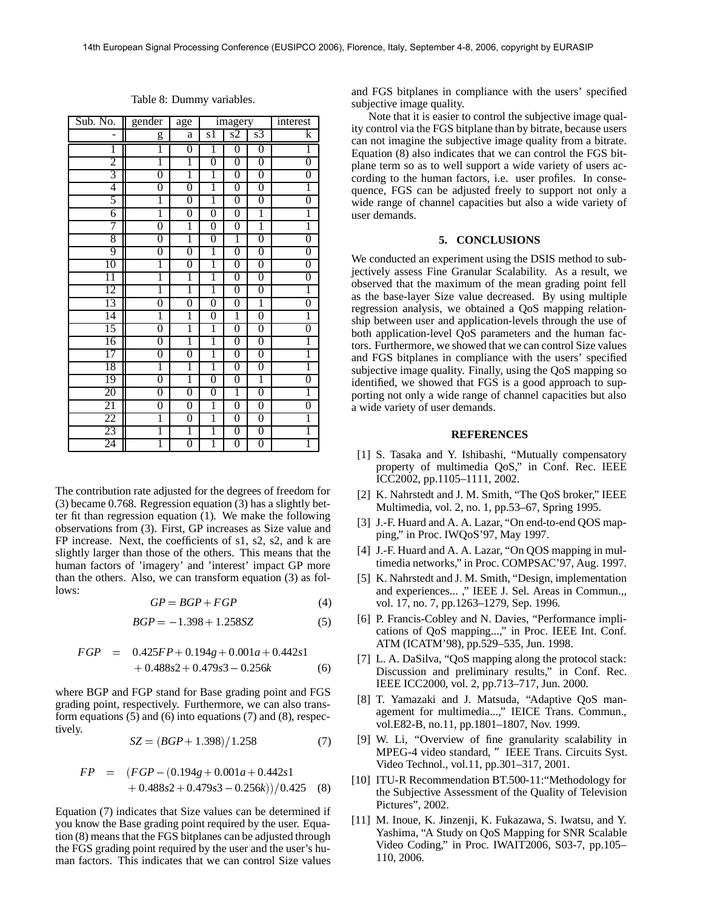Table 8: Dummy variables.

| Sub. No. | gender | age | imagery | | | interest |
|---|---|---|---|---|---|---|
| - | g | a | s1 | s2 | s3 | k |
| 1 | 1 | 0 | 1 | 0 | 0 | 1 |
| 2 | 1 | 1 | 0 | 0 | 0 | 0 |
| 3 | 0 | 1 | 1 | 0 | 0 | 0 |
| 4 | 0 | 0 | 1 | 0 | 0 | 1 |
| 5 | 1 | 0 | 1 | 0 | 0 | 0 |
| 6 | 1 | 0 | 0 | 0 | 1 | 1 |
| 7 | 0 | 1 | 0 | 0 | 1 | 1 |
| 8 | 0 | 1 | 0 | 1 | 0 | 0 |
| 9 | 0 | 0 | 1 | 0 | 0 | 0 |
| 10 | 1 | 0 | 1 | 0 | 0 | 0 |
| 11 | 1 | 1 | 1 | 0 | 0 | 0 |
| 12 | 1 | 1 | 1 | 0 | 0 | 1 |
| 13 | 0 | 0 | 0 | 0 | 1 | 0 |
| 14 | 1 | 1 | 0 | 1 | 0 | 1 |
| 15 | 0 | 1 | 1 | 0 | 0 | 0 |
| 16 | 0 | 1 | 1 | 0 | 0 | 1 |
| 17 | 0 | 0 | 1 | 0 | 0 | 1 |
| 18 | 1 | 1 | 1 | 0 | 0 | 1 |
| 19 | 0 | 1 | 0 | 0 | 1 | 0 |
| 20 | 0 | 0 | 0 | 1 | 0 | 1 |
| 21 | 0 | 0 | 1 | 0 | 0 | 0 |
| 22 | 1 | 0 | 1 | 0 | 0 | 1 |
| 23 | 1 | 1 | 1 | 0 | 0 | 1 |
| 24 | 1 | 0 | 1 | 0 | 0 | 1 |

The contribution rate adjusted for the degrees of freedom for (3) became 0.768. Regression equation (3) has a slightly better fit than regression equation (1). We make the following observations from (3). First, GP increases as Size value and FP increase. Next, the coefficients of s1, s2, s2, and k are slightly larger than those of the others. This means that the human factors of 'imagery' and 'interest' impact GP more than the others. Also, we can transform equation (3) as follows:

$$GP = BGP + FGP \quad (4)$$

$$BGP = -1.398 + 1.258SZ \quad (5)$$

$$\begin{aligned} FGP &= 0.425FP + 0.194g + 0.001a + 0.442s1 \\ &\quad + 0.488s2 + 0.479s3 - 0.256k \end{aligned} \quad (6)$$

where BGP and FGP stand for Base grading point and FGS grading point, respectively. Furthermore, we can also transform equations (5) and (6) into equations (7) and (8), respectively.

$$SZ = (BGP + 1.398)/1.258 \quad (7)$$

$$\begin{aligned} FP &= (FGP - (0.194g + 0.001a + 0.442s1 \\ &\quad + 0.488s2 + 0.479s3 - 0.256k))/0.425 \end{aligned} \quad (8)$$

Equation (7) indicates that Size values can be determined if you know the Base grading point required by the user. Equation (8) means that the FGS bitplanes can be adjusted through the FGS grading point required by the user and the user's human factors. This indicates that we can control Size values and FGS bitplanes in compliance with the users' specified subjective image quality.

Note that it is easier to control the subjective image quality control via the FGS bitplane than by bitrate, because users can not imagine the subjective image quality from a bitrate. Equation (8) also indicates that we can control the FGS bitplane term so as to well support a wide variety of users according to the human factors, i.e. user profiles. In consequence, FGS can be adjusted freely to support not only a wide range of channel capacities but also a wide variety of user demands.

## 5. CONCLUSIONS

We conducted an experiment using the DSIS method to subjectively assess Fine Granular Scalability. As a result, we observed that the maximum of the mean grading point fell as the base-layer Size value decreased. By using multiple regression analysis, we obtained a QoS mapping relationship between user and application-levels through the use of both application-level QoS parameters and the human factors. Furthermore, we showed that we can control Size values and FGS bitplanes in compliance with the users' specified subjective image quality. Finally, using the QoS mapping so identified, we showed that FGS is a good approach to supporting not only a wide range of channel capacities but also a wide variety of user demands.

## REFERENCES

[1] S. Tasaka and Y. Ishibashi, "Mutually compensatory property of multimedia QoS," in Conf. Rec. IEEE ICC2002, pp.1105–1111, 2002.

[2] K. Nahrstedt and J. M. Smith, "The QoS broker," IEEE Multimedia, vol. 2, no. 1, pp.53–67, Spring 1995.

[3] J.-F. Huard and A. A. Lazar, "On end-to-end QOS mapping," in Proc. IWQoS'97, May 1997.

[4] J.-F. Huard and A. A. Lazar, "On QOS mapping in multimedia networks," in Proc. COMPSAC'97, Aug. 1997.

[5] K. Nahrstedt and J. M. Smith, "Design, implementation and experiences... ," IEEE J. Sel. Areas in Commun.,, vol. 17, no. 7, pp.1263–1279, Sep. 1996.

[6] P. Francis-Cobley and N. Davies, "Performance implications of QoS mapping...," in Proc. IEEE Int. Conf. ATM (ICATM'98), pp.529–535, Jun. 1998.

[7] L. A. DaSilva, "QoS mapping along the protocol stack: Discussion and preliminary results," in Conf. Rec. IEEE ICC2000, vol. 2, pp.713–717, Jun. 2000.

[8] T. Yamazaki and J. Matsuda, "Adaptive QoS management for multimedia...," IEICE Trans. Commun., vol.E82-B, no.11, pp.1801–1807, Nov. 1999.

[9] W. Li, "Overview of fine granularity scalability in MPEG-4 video standard, " IEEE Trans. Circuits Syst. Video Technol., vol.11, pp.301–317, 2001.

[10] ITU-R Recommendation BT.500-11:"Methodology for the Subjective Assessment of the Quality of Television Pictures", 2002.

[11] M. Inoue, K. Jinzenji, K. Fukazawa, S. Iwatsu, and Y. Yashima, "A Study on QoS Mapping for SNR Scalable Video Coding," in Proc. IWAIT2006, S03-7, pp.105–110, 2006.